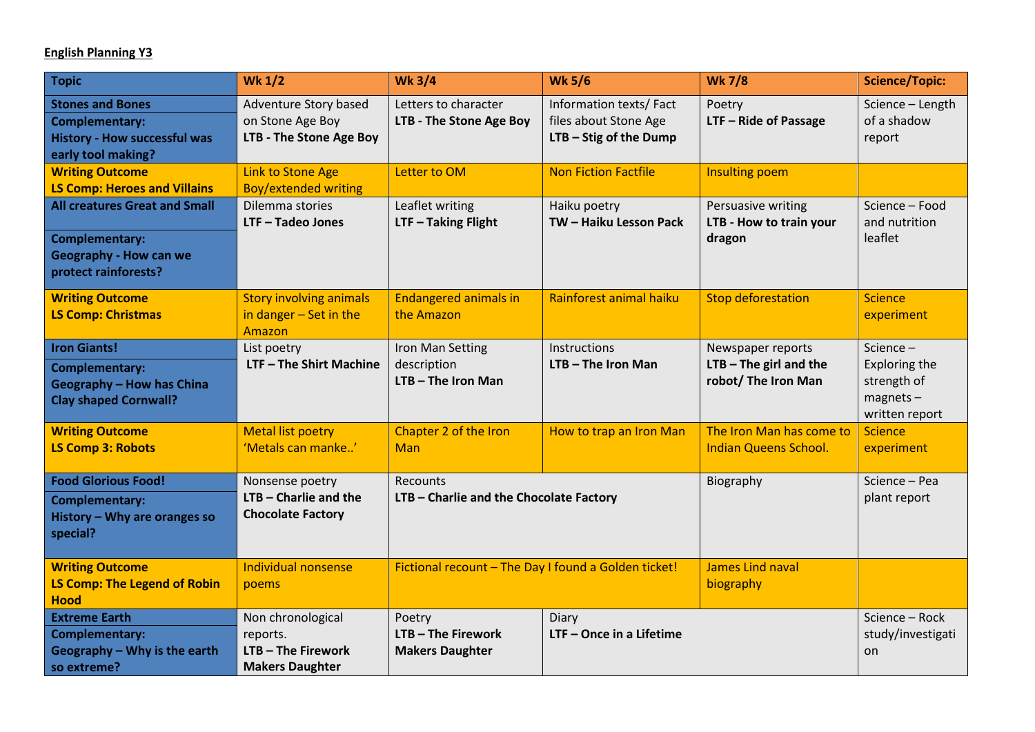**English Planning Y3**

| Topic | Wk 1/2 | Wk 3/4 | Wk 5/6 | Wk 7/8 | Science/Topic: |
|---|---|---|---|---|---|
| **Stones and Bones**<br>**Complementary: History - How successful was early tool making?** | Adventure Story based on Stone Age Boy<br>**LTB - The Stone Age Boy** | Letters to character<br>**LTB - The Stone Age Boy** | Information texts/ Fact files about Stone Age<br>**LTB – Stig of the Dump** | Poetry<br>**LTF – Ride of Passage** | Science – Length of a shadow report |
| **Writing Outcome**<br>**LS Comp: Heroes and Villains** | Link to Stone Age Boy/extended writing | Letter to OM | Non Fiction Factfile | Insulting poem | |
| **All creatures Great and Small**<br>**Complementary: Geography - How can we protect rainforests?** | Dilemma stories<br>**LTF – Tadeo Jones** | Leaflet writing<br>**LTF – Taking Flight** | Haiku poetry<br>**TW – Haiku Lesson Pack** | Persuasive writing<br>**LTB - How to train your dragon** | Science – Food and nutrition leaflet |
| **Writing Outcome**<br>**LS Comp: Christmas** | Story involving animals in danger – Set in the Amazon | Endangered animals in the Amazon | Rainforest animal haiku | Stop deforestation | Science experiment |
| **Iron Giants!**<br>**Complementary: Geography – How has China Clay shaped Cornwall?** | List poetry<br>**LTF – The Shirt Machine** | Iron Man Setting description<br>**LTB – The Iron Man** | Instructions<br>**LTB – The Iron Man** | Newspaper reports<br>**LTB – The girl and the robot/ The Iron Man** | Science – Exploring the strength of magnets – written report |
| **Writing Outcome**<br>**LS Comp 3: Robots** | Metal list poetry 'Metals can manke..' | Chapter 2 of the Iron Man | How to trap an Iron Man | The Iron Man has come to Indian Queens School. | Science experiment |
| **Food Glorious Food!**<br>**Complementary: History – Why are oranges so special?** | Nonsense poetry<br>**LTB – Charlie and the Chocolate Factory** | Recounts<br>**LTB – Charlie and the Chocolate Factory** | | Biography | Science – Pea plant report |
| **Writing Outcome**<br>**LS Comp: The Legend of Robin Hood** | Individual nonsense poems | Fictional recount – The Day I found a Golden ticket! | | James Lind naval biography | |
| **Extreme Earth**<br>**Complementary: Geography – Why is the earth so extreme?** | Non chronological reports.<br>**LTB – The Firework Makers Daughter** | Poetry<br>**LTB – The Firework Makers Daughter** | Diary<br>**LTF – Once in a Lifetime** | | Science – Rock study/investigation |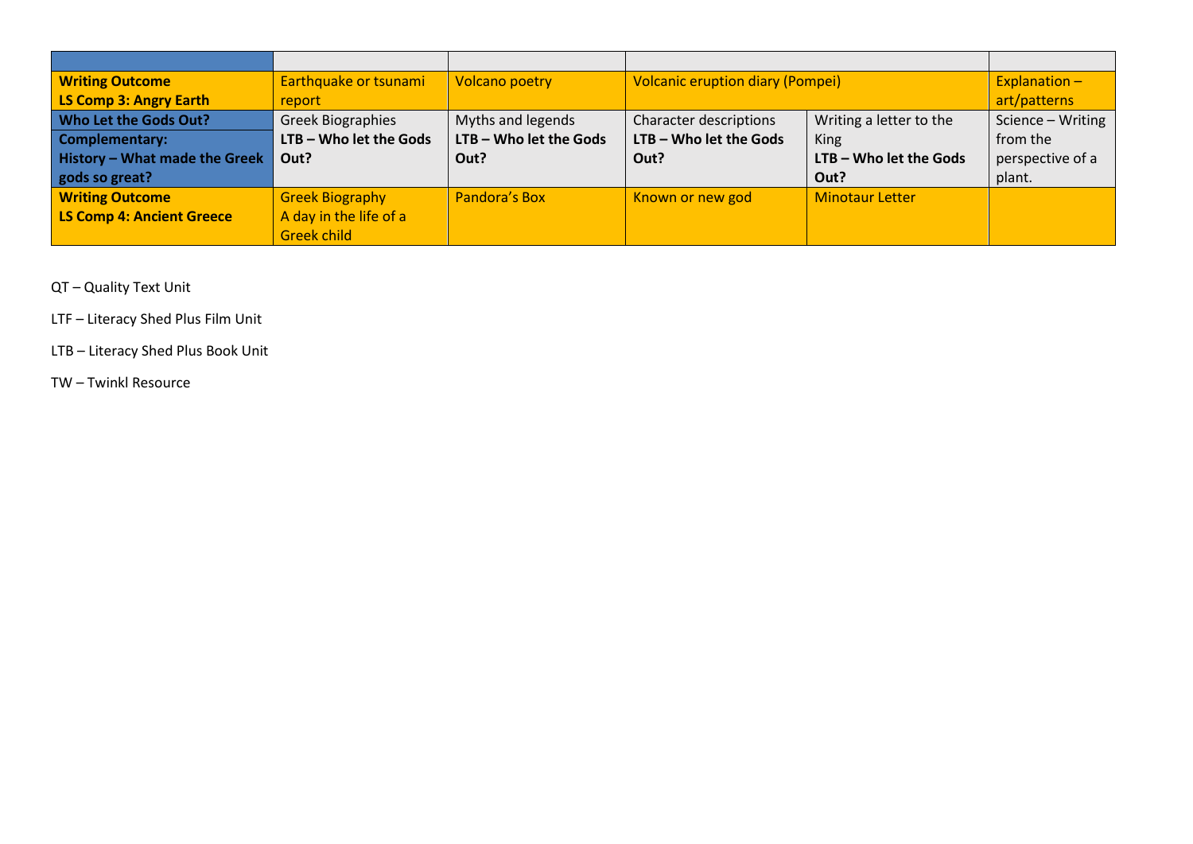| | | | | | |
|---|---|---|---|---|---|
| | | | | | |
| **Writing Outcome**<br>**LS Comp 3: Angry Earth** | Earthquake or tsunami report | Volcano poetry | Volcanic eruption diary (Pompei) | | Explanation – art/patterns |
| **Who Let the Gods Out?**<br>**Complementary:**<br>**History – What made the Greek gods so great?** | Greek Biographies<br>**LTB – Who let the Gods Out?** | Myths and legends<br>**LTB – Who let the Gods Out?** | Character descriptions<br>**LTB – Who let the Gods Out?** | Writing a letter to the King<br>**LTB – Who let the Gods Out?** | Science – Writing from the perspective of a plant. |
| **Writing Outcome**<br>**LS Comp 4: Ancient Greece** | Greek Biography<br>A day in the life of a Greek child | Pandora's Box | Known or new god | Minotaur Letter | |

QT – Quality Text Unit

LTF – Literacy Shed Plus Film Unit

LTB – Literacy Shed Plus Book Unit

TW – Twinkl Resource